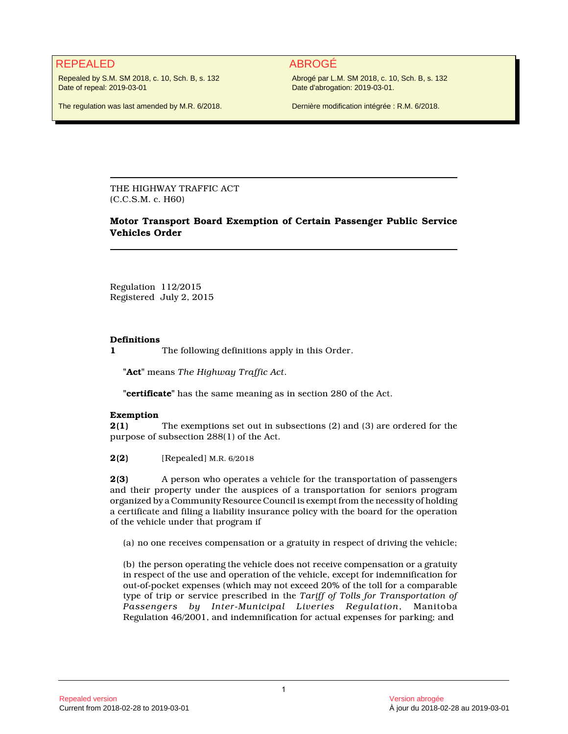REPEALED

Repealed by S.M. SM 2018, c. 10, Sch. B, s. 132
Date of repeal: 2019-03-01

The regulation was last amended by M.R. 6/2018.

ABROGÉ

Abrogé par L.M. SM 2018, c. 10, Sch. B, s. 132
Date d'abrogation: 2019-03-01.

Dernière modification intégrée : R.M. 6/2018.

---

THE HIGHWAY TRAFFIC ACT
(C.C.S.M. c. H60)

**Motor Transport Board Exemption of Certain Passenger Public Service Vehicles Order**

---

Regulation 112/2015
Registered July 2, 2015

**Definitions**

**1** The following definitions apply in this Order.

"**Act**" means *The Highway Traffic Act*.

"**certificate**" has the same meaning as in section 280 of the Act.

**Exemption**

**2(1)** The exemptions set out in subsections (2) and (3) are ordered for the purpose of subsection 288(1) of the Act.

**2(2)** [Repealed] M.R. 6/2018

**2(3)** A person who operates a vehicle for the transportation of passengers and their property under the auspices of a transportation for seniors program organized by a Community Resource Council is exempt from the necessity of holding a certificate and filing a liability insurance policy with the board for the operation of the vehicle under that program if

(a) no one receives compensation or a gratuity in respect of driving the vehicle;

(b) the person operating the vehicle does not receive compensation or a gratuity in respect of the use and operation of the vehicle, except for indemnification for out-of-pocket expenses (which may not exceed 20% of the toll for a comparable type of trip or service prescribed in the *Tariff of Tolls for Transportation of Passengers by Inter-Municipal Liveries Regulation*, Manitoba Regulation 46/2001, and indemnification for actual expenses for parking; and

Repealed version
Current from 2018-02-28 to 2019-03-01

Version abrogée
À jour du 2018-02-28 au 2019-03-01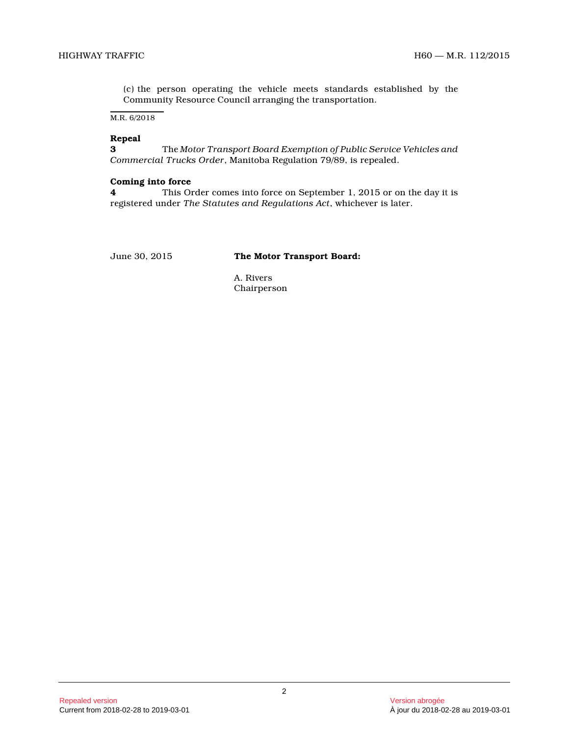(c) the person operating the vehicle meets standards established by the Community Resource Council arranging the transportation.

M.R. 6/2018

**Repeal**

**3** The *Motor Transport Board Exemption of Public Service Vehicles and Commercial Trucks Order*, Manitoba Regulation 79/89, is repealed.

**Coming into force**

**4** This Order comes into force on September 1, 2015 or on the day it is registered under *The Statutes and Regulations Act*, whichever is later.

June 30, 2015 **The Motor Transport Board:**

A. Rivers
Chairperson

Repealed version
Current from 2018-02-28 to 2019-03-01

Version abrogée
À jour du 2018-02-28 au 2019-03-01